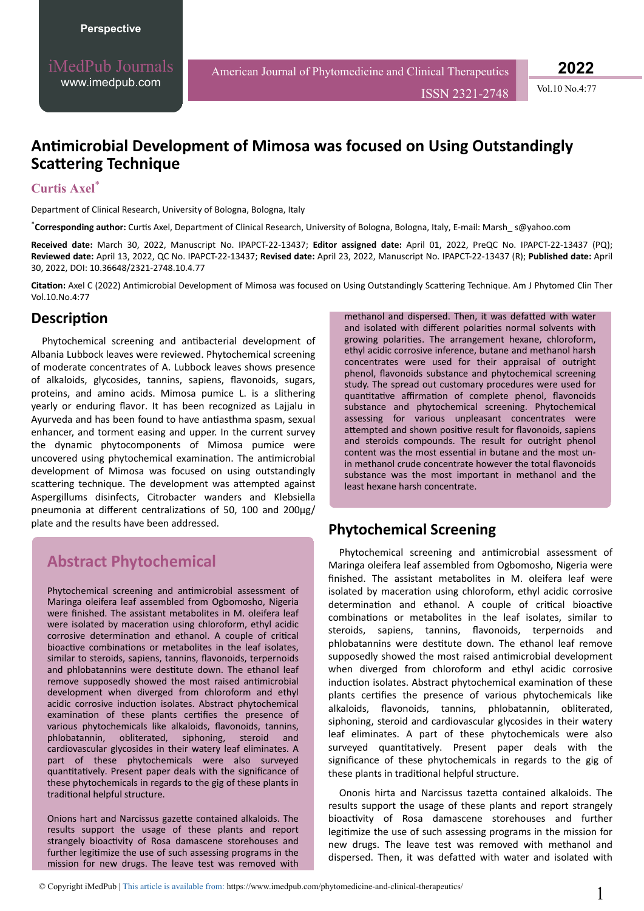Perspective

iMedPub Journals
www.imedpub.com

American Journal of Phytomedicine and Clinical Therapeutics
ISSN 2321-2748

# Antimicrobial Development of Mimosa was focused on Using Outstandingly Scattering Technique

**Curtis Axel***

Department of Clinical Research, University of Bologna, Bologna, Italy

***Corresponding author:** Curtis Axel, Department of Clinical Research, University of Bologna, Bologna, Italy, E-mail: Marsh_ s@yahoo.com

**Received date:** March 30, 2022, Manuscript No. IPAPCT-22-13437; **Editor assigned date:** April 01, 2022, PreQC No. IPAPCT-22-13437 (PQ); **Reviewed date:** April 13, 2022, QC No. IPAPCT-22-13437; **Revised date:** April 23, 2022, Manuscript No. IPAPCT-22-13437 (R); **Published date:** April 30, 2022, DOI: 10.36648/2321-2748.10.4.77

**Citation:** Axel C (2022) Antimicrobial Development of Mimosa was focused on Using Outstandingly Scattering Technique. Am J Phytomed Clin Ther Vol.10.No.4:77

## Description

Phytochemical screening and antibacterial development of Albania Lubbock leaves were reviewed. Phytochemical screening of moderate concentrates of A. Lubbock leaves shows presence of alkaloids, glycosides, tannins, sapiens, flavonoids, sugars, proteins, and amino acids. Mimosa pumice L. is a slithering yearly or enduring flavor. It has been recognized as Lajjalu in Ayurveda and has been found to have antiasthma spasm, sexual enhancer, and torment easing and upper. In the current survey the dynamic phytocomponents of Mimosa pumice were uncovered using phytochemical examination. The antimicrobial development of Mimosa was focused on using outstandingly scattering technique. The development was attempted against Aspergillums disinfects, Citrobacter wanders and Klebsiella pneumonia at different centralizations of 50, 100 and 200µg/plate and the results have been addressed.

## Abstract Phytochemical

Phytochemical screening and antimicrobial assessment of Maringa oleifera leaf assembled from Ogbomosho, Nigeria were finished. The assistant metabolites in M. oleifera leaf were isolated by maceration using chloroform, ethyl acidic corrosive determination and ethanol. A couple of critical bioactive combinations or metabolites in the leaf isolates, similar to steroids, sapiens, tannins, flavonoids, terpernoids and phlobatannins were destitute down. The ethanol leaf remove supposedly showed the most raised antimicrobial development when diverged from chloroform and ethyl acidic corrosive induction isolates. Abstract phytochemical examination of these plants certifies the presence of various phytochemicals like alkaloids, flavonoids, tannins, phlobatannin, obliterated, siphoning, steroid and cardiovascular glycosides in their watery leaf eliminates. A part of these phytochemicals were also surveyed quantitatively. Present paper deals with the significance of these phytochemicals in regards to the gig of these plants in traditional helpful structure.

Onions hart and Narcissus gazette contained alkaloids. The results support the usage of these plants and report strangely bioactivity of Rosa damascene storehouses and further legitimize the use of such assessing programs in the mission for new drugs. The leave test was removed with methanol and dispersed. Then, it was defatted with water and isolated with different polarities normal solvents with growing polarities. The arrangement hexane, chloroform, ethyl acidic corrosive inference, butane and methanol harsh concentrates were used for their appraisal of outright phenol, flavonoids substance and phytochemical screening study. The spread out customary procedures were used for quantitative affirmation of complete phenol, flavonoids substance and phytochemical screening. Phytochemical assessing for various unpleasant concentrates were attempted and shown positive result for flavonoids, sapiens and steroids compounds. The result for outright phenol content was the most essential in butane and the most un-in methanol crude concentrate however the total flavonoids substance was the most important in methanol and the least hexane harsh concentrate.

## Phytochemical Screening

Phytochemical screening and antimicrobial assessment of Maringa oleifera leaf assembled from Ogbomosho, Nigeria were finished. The assistant metabolites in M. oleifera leaf were isolated by maceration using chloroform, ethyl acidic corrosive determination and ethanol. A couple of critical bioactive combinations or metabolites in the leaf isolates, similar to steroids, sapiens, tannins, flavonoids, terpernoids and phlobatannins were destitute down. The ethanol leaf remove supposedly showed the most raised antimicrobial development when diverged from chloroform and ethyl acidic corrosive induction isolates. Abstract phytochemical examination of these plants certifies the presence of various phytochemicals like alkaloids, flavonoids, tannins, phlobatannin, obliterated, siphoning, steroid and cardiovascular glycosides in their watery leaf eliminates. A part of these phytochemicals were also surveyed quantitatively. Present paper deals with the significance of these phytochemicals in regards to the gig of these plants in traditional helpful structure.

Ononis hirta and Narcissus tazetta contained alkaloids. The results support the usage of these plants and report strangely bioactivity of Rosa damascene storehouses and further legitimize the use of such assessing programs in the mission for new drugs. The leave test was removed with methanol and dispersed. Then, it was defatted with water and isolated with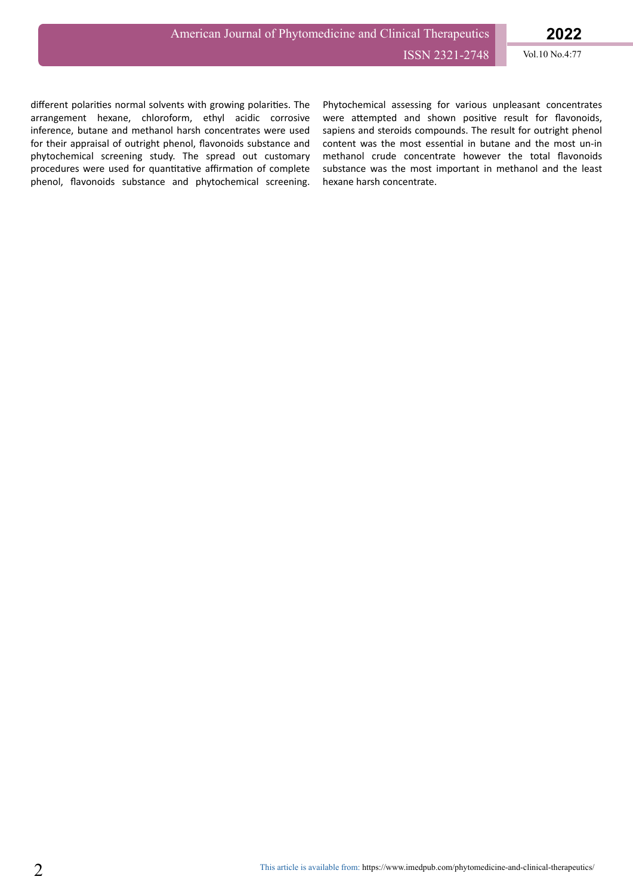different polarities normal solvents with growing polarities. The arrangement hexane, chloroform, ethyl acidic corrosive inference, butane and methanol harsh concentrates were used for their appraisal of outright phenol, flavonoids substance and phytochemical screening study. The spread out customary procedures were used for quantitative affirmation of complete phenol, flavonoids substance and phytochemical screening. Phytochemical assessing for various unpleasant concentrates were attempted and shown positive result for flavonoids, sapiens and steroids compounds. The result for outright phenol content was the most essential in butane and the most un-in methanol crude concentrate however the total flavonoids substance was the most important in methanol and the least hexane harsh concentrate.